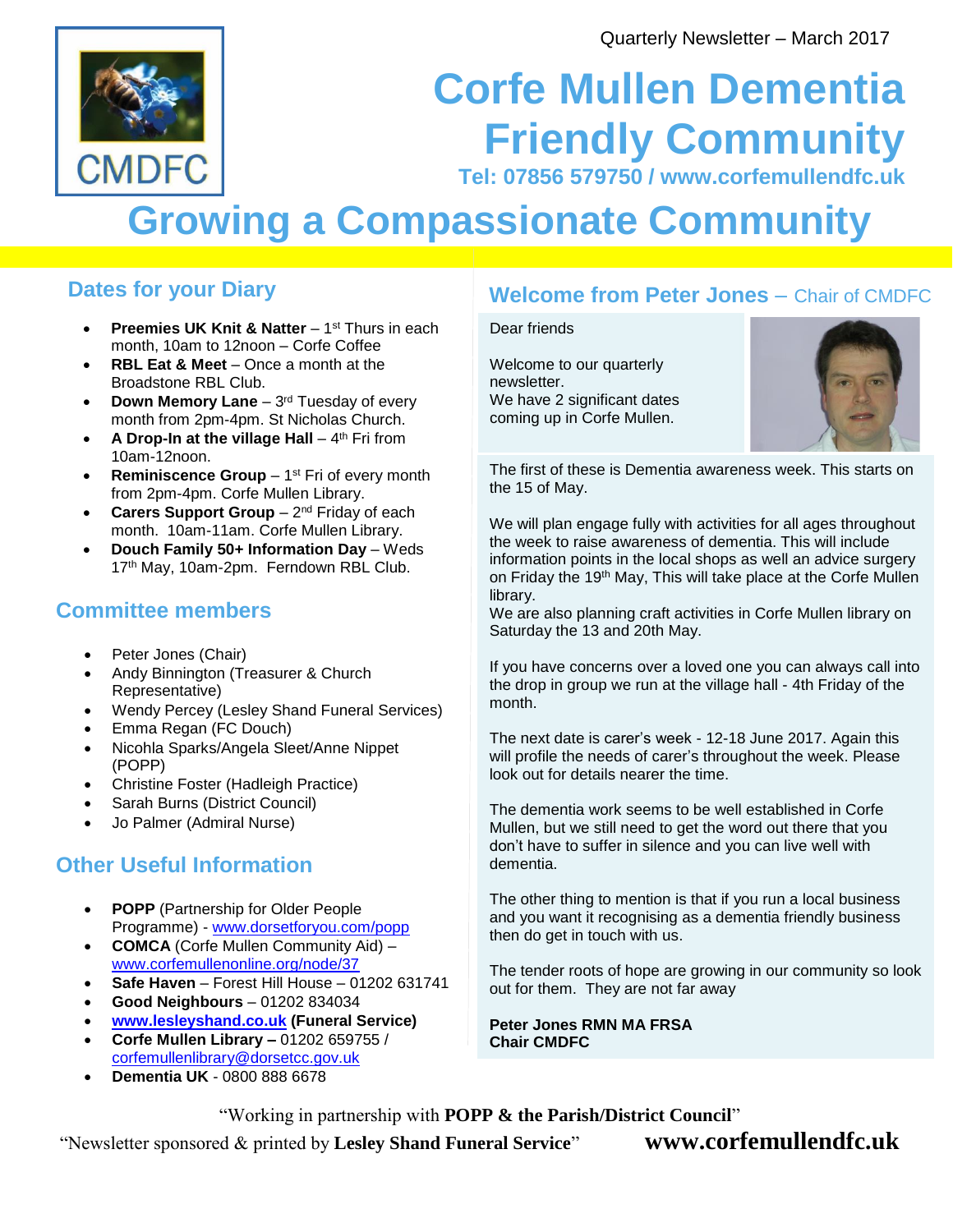Quarterly Newsletter – March 2017

CMDFC

# Corfe Mullen Dementia Friendly Community

**Tel: 07856 579750 / www.corfemullendfc.uk**

# Growing a Compassionate Community

## Dates for your Diary

- **Preemies UK Knit & Natter** – 1st Thurs in each month, 10am to 12noon – Corfe Coffee
- **RBL Eat & Meet** – Once a month at the Broadstone RBL Club.
- **Down Memory Lane** – 3rd Tuesday of every month from 2pm-4pm. St Nicholas Church.
- **A Drop-In at the village Hall** – 4th Fri from 10am-12noon.
- **Reminiscence Group** – 1st Fri of every month from 2pm-4pm. Corfe Mullen Library.
- **Carers Support Group** – 2nd Friday of each month. 10am-11am. Corfe Mullen Library.
- **Douch Family 50+ Information Day** – Weds 17th May, 10am-2pm. Ferndown RBL Club.

## Committee members

- Peter Jones (Chair)
- Andy Binnington (Treasurer & Church Representative)
- Wendy Percey (Lesley Shand Funeral Services)
- Emma Regan (FC Douch)
- Nicohla Sparks/Angela Sleet/Anne Nippet (POPP)
- Christine Foster (Hadleigh Practice)
- Sarah Burns (District Council)
- Jo Palmer (Admiral Nurse)

## Other Useful Information

- **POPP** (Partnership for Older People Programme) - www.dorsetforyou.com/popp
- **COMCA** (Corfe Mullen Community Aid) – www.corfemullenonline.org/node/37
- **Safe Haven** – Forest Hill House – 01202 631741
- **Good Neighbours** – 01202 834034
- **www.lesleyshand.co.uk (Funeral Service)**
- **Corfe Mullen Library –** 01202 659755 / corfemullenlibrary@dorsetcc.gov.uk
- **Dementia UK** - 0800 888 6678

## Welcome from Peter Jones – Chair of CMDFC

Dear friends

Welcome to our quarterly newsletter.
We have 2 significant dates coming up in Corfe Mullen.

The first of these is Dementia awareness week. This starts on the 15 of May.

We will plan engage fully with activities for all ages throughout the week to raise awareness of dementia. This will include information points in the local shops as well an advice surgery on Friday the 19th May, This will take place at the Corfe Mullen library.
We are also planning craft activities in Corfe Mullen library on Saturday the 13 and 20th May.

If you have concerns over a loved one you can always call into the drop in group we run at the village hall - 4th Friday of the month.

The next date is carer's week - 12-18 June 2017. Again this will profile the needs of carer's throughout the week. Please look out for details nearer the time.

The dementia work seems to be well established in Corfe Mullen, but we still need to get the word out there that you don't have to suffer in silence and you can live well with dementia.

The other thing to mention is that if you run a local business and you want it recognising as a dementia friendly business then do get in touch with us.

The tender roots of hope are growing in our community so look out for them. They are not far away

**Peter Jones RMN MA FRSA**
**Chair CMDFC**

"Working in partnership with **POPP & the Parish/District Council**"

"Newsletter sponsored & printed by **Lesley Shand Funeral Service**" **www.corfemullendfc.uk**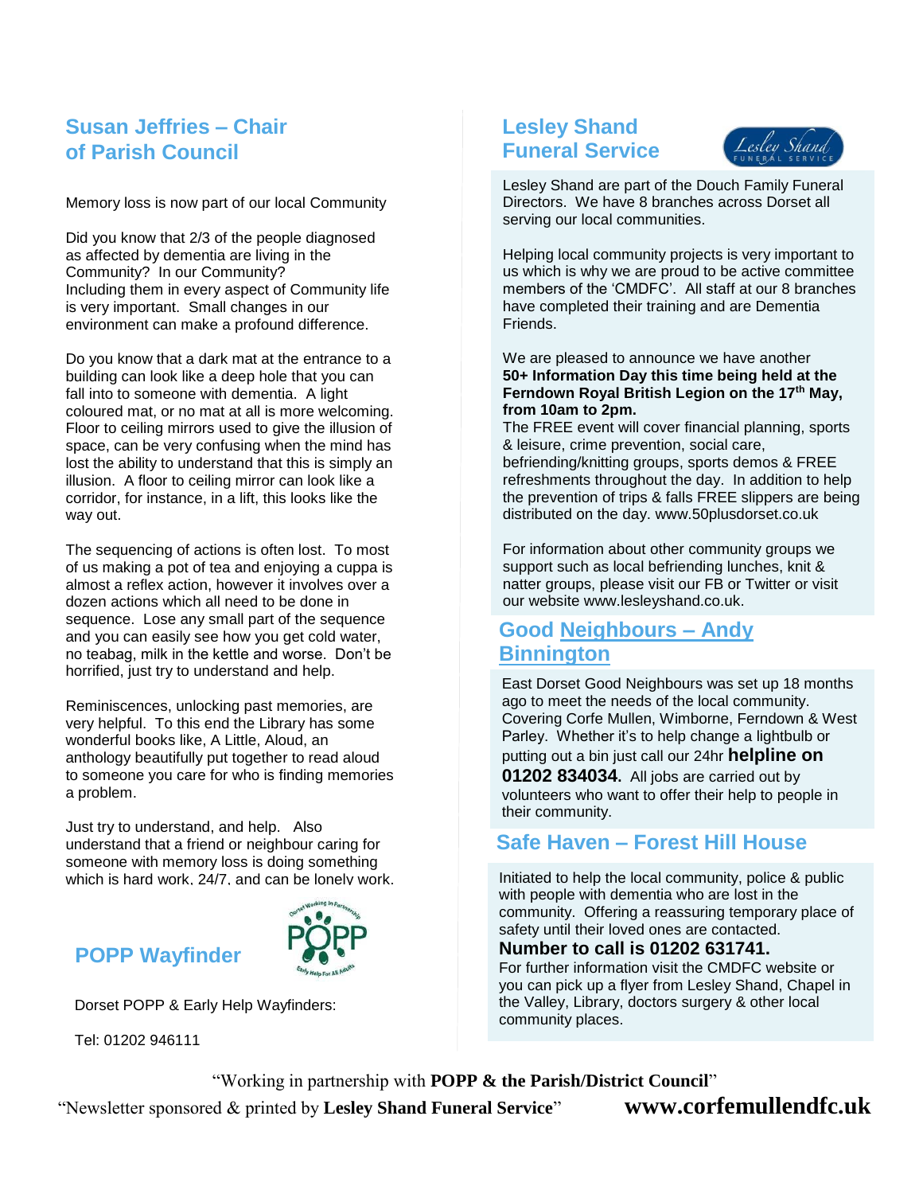## Susan Jeffries – Chair of Parish Council

Memory loss is now part of our local Community

Did you know that 2/3 of the people diagnosed as affected by dementia are living in the Community? In our Community? Including them in every aspect of Community life is very important. Small changes in our environment can make a profound difference.

Do you know that a dark mat at the entrance to a building can look like a deep hole that you can fall into to someone with dementia. A light coloured mat, or no mat at all is more welcoming. Floor to ceiling mirrors used to give the illusion of space, can be very confusing when the mind has lost the ability to understand that this is simply an illusion. A floor to ceiling mirror can look like a corridor, for instance, in a lift, this looks like the way out.

The sequencing of actions is often lost. To most of us making a pot of tea and enjoying a cuppa is almost a reflex action, however it involves over a dozen actions which all need to be done in sequence. Lose any small part of the sequence and you can easily see how you get cold water, no teabag, milk in the kettle and worse. Don't be horrified, just try to understand and help.

Reminiscences, unlocking past memories, are very helpful. To this end the Library has some wonderful books like, A Little, Aloud, an anthology beautifully put together to read aloud to someone you care for who is finding memories a problem.

Just try to understand, and help. Also understand that a friend or neighbour caring for someone with memory loss is doing something which is hard work, 24/7, and can be lonely work.

## POPP Wayfinder

Dorset POPP & Early Help Wayfinders:

Tel: 01202 946111

## Lesley Shand Funeral Service

Lesley Shand are part of the Douch Family Funeral Directors. We have 8 branches across Dorset all serving our local communities.

Helping local community projects is very important to us which is why we are proud to be active committee members of the 'CMDFC'. All staff at our 8 branches have completed their training and are Dementia Friends.

We are pleased to announce we have another **50+ Information Day this time being held at the Ferndown Royal British Legion on the 17th May, from 10am to 2pm.**
The FREE event will cover financial planning, sports & leisure, crime prevention, social care, befriending/knitting groups, sports demos & FREE refreshments throughout the day. In addition to help the prevention of trips & falls FREE slippers are being distributed on the day. www.50plusdorset.co.uk

For information about other community groups we support such as local befriending lunches, knit & natter groups, please visit our FB or Twitter or visit our website www.lesleyshand.co.uk.

## Good Neighbours – Andy Binnington

East Dorset Good Neighbours was set up 18 months ago to meet the needs of the local community. Covering Corfe Mullen, Wimborne, Ferndown & West Parley. Whether it's to help change a lightbulb or putting out a bin just call our 24hr **helpline on 01202 834034.** All jobs are carried out by volunteers who want to offer their help to people in their community.

## Safe Haven – Forest Hill House

Initiated to help the local community, police & public with people with dementia who are lost in the community. Offering a reassuring temporary place of safety until their loved ones are contacted.

**Number to call is 01202 631741.**

For further information visit the CMDFC website or you can pick up a flyer from Lesley Shand, Chapel in the Valley, Library, doctors surgery & other local community places.

"Working in partnership with **POPP & the Parish/District Council**"

"Newsletter sponsored & printed by **Lesley Shand Funeral Service**" **www.corfemullendfc.uk**